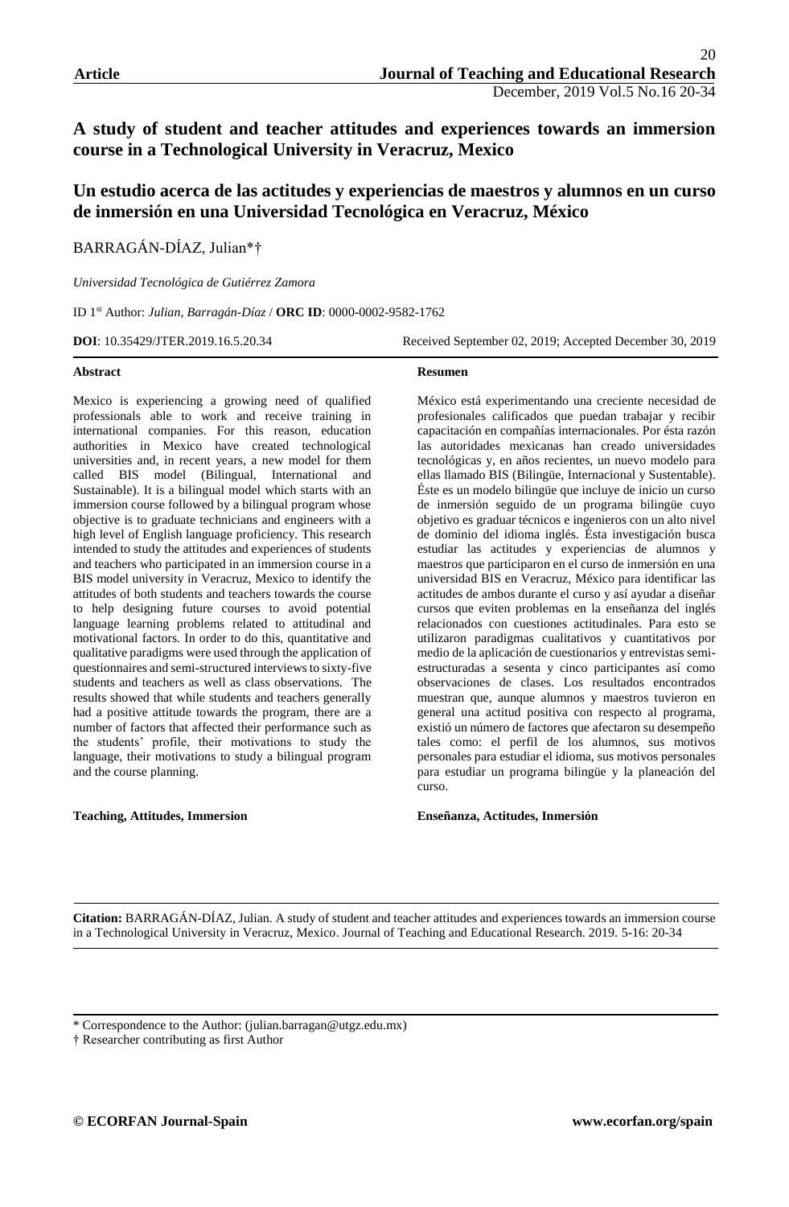Article

# A study of student and teacher attitudes and experiences towards an immersion course in a Technological University in Veracruz, Mexico

# Un estudio acerca de las actitudes y experiencias de maestros y alumnos en un curso de inmersión en una Universidad Tecnológica en Veracruz, México

BARRAGÁN-DÍAZ, Julian*†

*Universidad Tecnológica de Gutiérrez Zamora*

ID 1st Author: *Julian, Barragán-Díaz* / **ORC ID**: 0000-0002-9582-1762

**DOI**: 10.35429/JTER.2019.16.5.20.34 Received September 02, 2019; Accepted December 30, 2019

**Abstract**

Mexico is experiencing a growing need of qualified professionals able to work and receive training in international companies. For this reason, education authorities in Mexico have created technological universities and, in recent years, a new model for them called BIS model (Bilingual, International and Sustainable). It is a bilingual model which starts with an immersion course followed by a bilingual program whose objective is to graduate technicians and engineers with a high level of English language proficiency. This research intended to study the attitudes and experiences of students and teachers who participated in an immersion course in a BIS model university in Veracruz, Mexico to identify the attitudes of both students and teachers towards the course to help designing future courses to avoid potential language learning problems related to attitudinal and motivational factors. In order to do this, quantitative and qualitative paradigms were used through the application of questionnaires and semi-structured interviews to sixty-five students and teachers as well as class observations. The results showed that while students and teachers generally had a positive attitude towards the program, there are a number of factors that affected their performance such as the students' profile, their motivations to study the language, their motivations to study a bilingual program and the course planning.

**Teaching, Attitudes, Immersion**

**Resumen**

México está experimentando una creciente necesidad de profesionales calificados que puedan trabajar y recibir capacitación en compañías internacionales. Por ésta razón las autoridades mexicanas han creado universidades tecnológicas y, en años recientes, un nuevo modelo para ellas llamado BIS (Bilingüe, Internacional y Sustentable). Éste es un modelo bilingüe que incluye de inicio un curso de inmersión seguido de un programa bilingüe cuyo objetivo es graduar técnicos e ingenieros con un alto nivel de dominio del idioma inglés. Ésta investigación busca estudiar las actitudes y experiencias de alumnos y maestros que participaron en el curso de inmersión en una universidad BIS en Veracruz, México para identificar las actitudes de ambos durante el curso y así ayudar a diseñar cursos que eviten problemas en la enseñanza del inglés relacionados con cuestiones actitudinales. Para esto se utilizaron paradigmas cualitativos y cuantitativos por medio de la aplicación de cuestionarios y entrevistas semi-estructuradas a sesenta y cinco participantes así como observaciones de clases. Los resultados encontrados muestran que, aunque alumnos y maestros tuvieron en general una actitud positiva con respecto al programa, existió un número de factores que afectaron su desempeño tales como: el perfil de los alumnos, sus motivos personales para estudiar el idioma, sus motivos personales para estudiar un programa bilingüe y la planeación del curso.

**Enseñanza, Actitudes, Inmersión**

---

**Citation:** BARRAGÁN-DÍAZ, Julian. A study of student and teacher attitudes and experiences towards an immersion course in a Technological University in Veracruz, Mexico. Journal of Teaching and Educational Research. 2019. 5-16: 20-34

---

\* Correspondence to the Author: (julian.barragan@utgz.edu.mx)

† Researcher contributing as first Author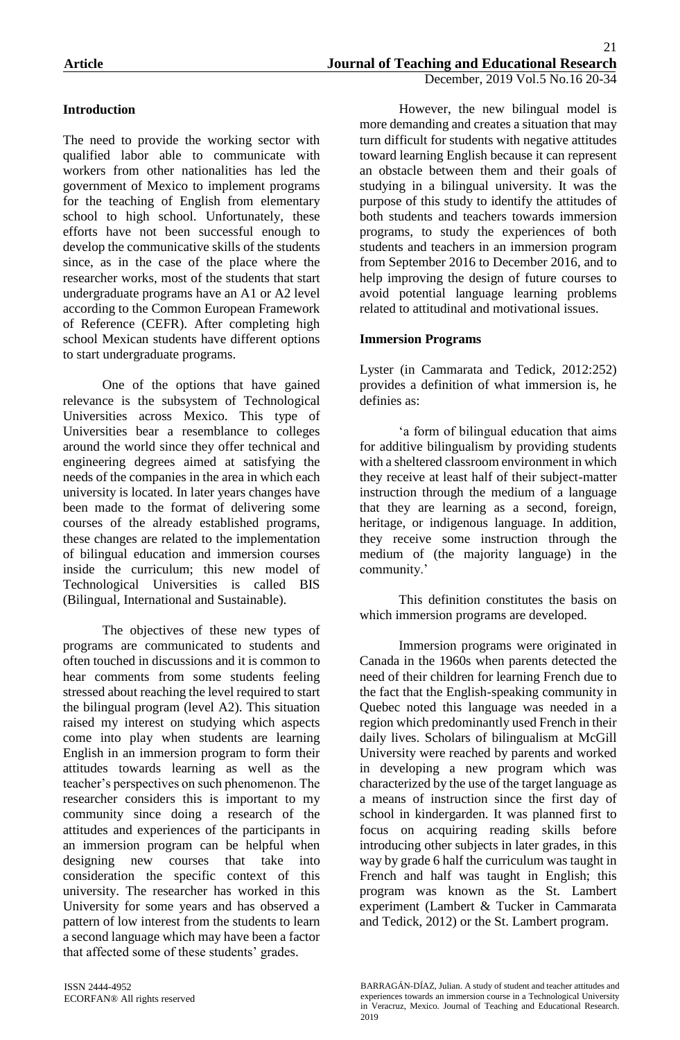## Introduction

The need to provide the working sector with qualified labor able to communicate with workers from other nationalities has led the government of Mexico to implement programs for the teaching of English from elementary school to high school. Unfortunately, these efforts have not been successful enough to develop the communicative skills of the students since, as in the case of the place where the researcher works, most of the students that start undergraduate programs have an A1 or A2 level according to the Common European Framework of Reference (CEFR). After completing high school Mexican students have different options to start undergraduate programs.

One of the options that have gained relevance is the subsystem of Technological Universities across Mexico. This type of Universities bear a resemblance to colleges around the world since they offer technical and engineering degrees aimed at satisfying the needs of the companies in the area in which each university is located. In later years changes have been made to the format of delivering some courses of the already established programs, these changes are related to the implementation of bilingual education and immersion courses inside the curriculum; this new model of Technological Universities is called BIS (Bilingual, International and Sustainable).

The objectives of these new types of programs are communicated to students and often touched in discussions and it is common to hear comments from some students feeling stressed about reaching the level required to start the bilingual program (level A2). This situation raised my interest on studying which aspects come into play when students are learning English in an immersion program to form their attitudes towards learning as well as the teacher's perspectives on such phenomenon. The researcher considers this is important to my community since doing a research of the attitudes and experiences of the participants in an immersion program can be helpful when designing new courses that take into consideration the specific context of this university. The researcher has worked in this University for some years and has observed a pattern of low interest from the students to learn a second language which may have been a factor that affected some of these students' grades.

However, the new bilingual model is more demanding and creates a situation that may turn difficult for students with negative attitudes toward learning English because it can represent an obstacle between them and their goals of studying in a bilingual university. It was the purpose of this study to identify the attitudes of both students and teachers towards immersion programs, to study the experiences of both students and teachers in an immersion program from September 2016 to December 2016, and to help improving the design of future courses to avoid potential language learning problems related to attitudinal and motivational issues.

## Immersion Programs

Lyster (in Cammarata and Tedick, 2012:252) provides a definition of what immersion is, he definies as:

'a form of bilingual education that aims for additive bilingualism by providing students with a sheltered classroom environment in which they receive at least half of their subject-matter instruction through the medium of a language that they are learning as a second, foreign, heritage, or indigenous language. In addition, they receive some instruction through the medium of (the majority language) in the community.'

This definition constitutes the basis on which immersion programs are developed.

Immersion programs were originated in Canada in the 1960s when parents detected the need of their children for learning French due to the fact that the English-speaking community in Quebec noted this language was needed in a region which predominantly used French in their daily lives. Scholars of bilingualism at McGill University were reached by parents and worked in developing a new program which was characterized by the use of the target language as a means of instruction since the first day of school in kindergarden. It was planned first to focus on acquiring reading skills before introducing other subjects in later grades, in this way by grade 6 half the curriculum was taught in French and half was taught in English; this program was known as the St. Lambert experiment (Lambert & Tucker in Cammarata and Tedick, 2012) or the St. Lambert program.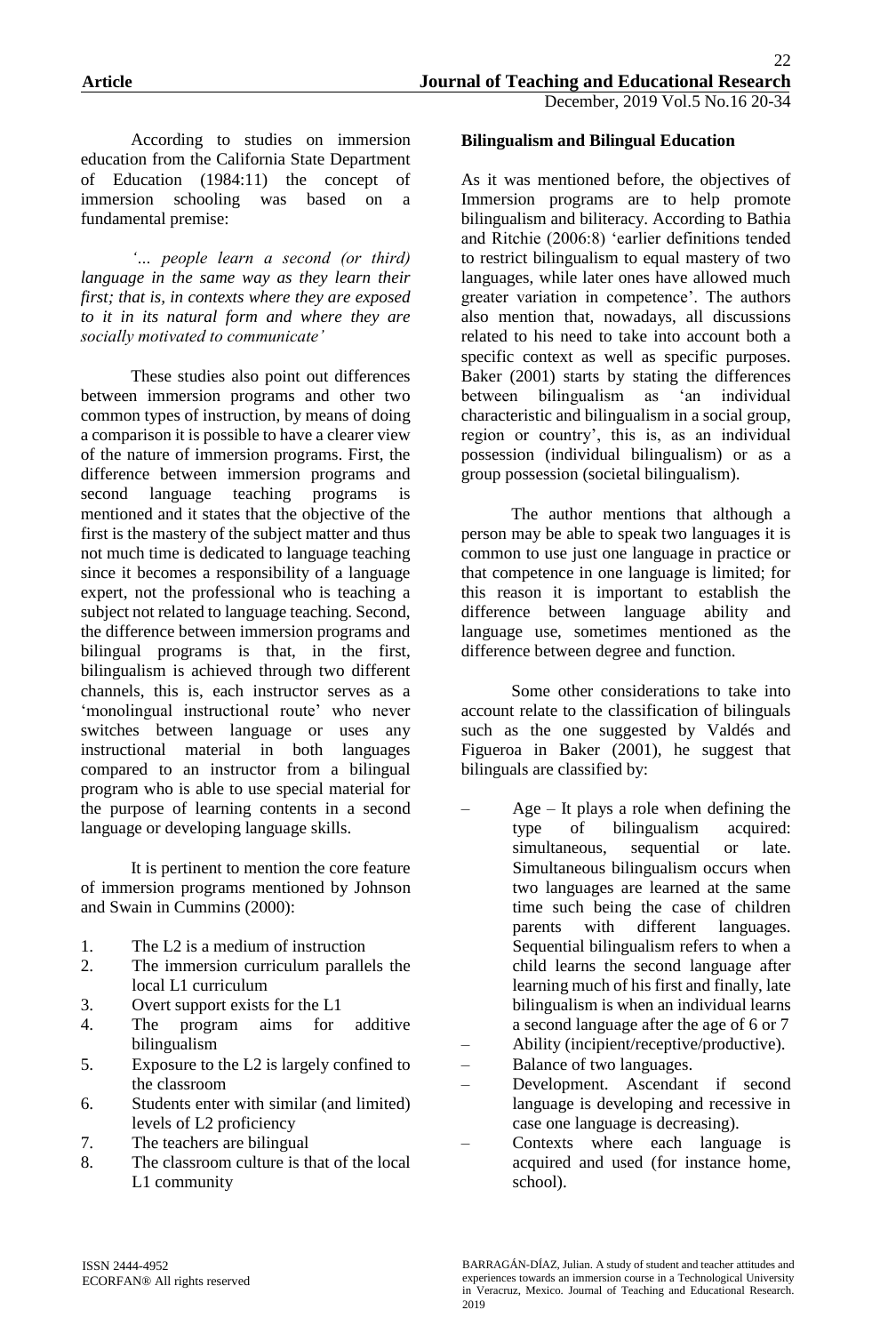According to studies on immersion education from the California State Department of Education (1984:11) the concept of immersion schooling was based on a fundamental premise:

*'… people learn a second (or third) language in the same way as they learn their first; that is, in contexts where they are exposed to it in its natural form and where they are socially motivated to communicate'*

These studies also point out differences between immersion programs and other two common types of instruction, by means of doing a comparison it is possible to have a clearer view of the nature of immersion programs. First, the difference between immersion programs and second language teaching programs is mentioned and it states that the objective of the first is the mastery of the subject matter and thus not much time is dedicated to language teaching since it becomes a responsibility of a language expert, not the professional who is teaching a subject not related to language teaching. Second, the difference between immersion programs and bilingual programs is that, in the first, bilingualism is achieved through two different channels, this is, each instructor serves as a 'monolingual instructional route' who never switches between language or uses any instructional material in both languages compared to an instructor from a bilingual program who is able to use special material for the purpose of learning contents in a second language or developing language skills.

It is pertinent to mention the core feature of immersion programs mentioned by Johnson and Swain in Cummins (2000):

1. The L2 is a medium of instruction
2. The immersion curriculum parallels the local L1 curriculum
3. Overt support exists for the L1
4. The program aims for additive bilingualism
5. Exposure to the L2 is largely confined to the classroom
6. Students enter with similar (and limited) levels of L2 proficiency
7. The teachers are bilingual
8. The classroom culture is that of the local L1 community

**Bilingualism and Bilingual Education**

As it was mentioned before, the objectives of Immersion programs are to help promote bilingualism and biliteracy. According to Bathia and Ritchie (2006:8) 'earlier definitions tended to restrict bilingualism to equal mastery of two languages, while later ones have allowed much greater variation in competence'. The authors also mention that, nowadays, all discussions related to his need to take into account both a specific context as well as specific purposes. Baker (2001) starts by stating the differences between bilingualism as 'an individual characteristic and bilingualism in a social group, region or country', this is, as an individual possession (individual bilingualism) or as a group possession (societal bilingualism).

The author mentions that although a person may be able to speak two languages it is common to use just one language in practice or that competence in one language is limited; for this reason it is important to establish the difference between language ability and language use, sometimes mentioned as the difference between degree and function.

Some other considerations to take into account relate to the classification of bilinguals such as the one suggested by Valdés and Figueroa in Baker (2001), he suggest that bilinguals are classified by:

- Age – It plays a role when defining the type of bilingualism acquired: simultaneous, sequential or late. Simultaneous bilingualism occurs when two languages are learned at the same time such being the case of children parents with different languages. Sequential bilingualism refers to when a child learns the second language after learning much of his first and finally, late bilingualism is when an individual learns a second language after the age of 6 or 7
- Ability (incipient/receptive/productive).
- Balance of two languages.
- Development. Ascendant if second language is developing and recessive in case one language is decreasing).
- Contexts where each language is acquired and used (for instance home, school).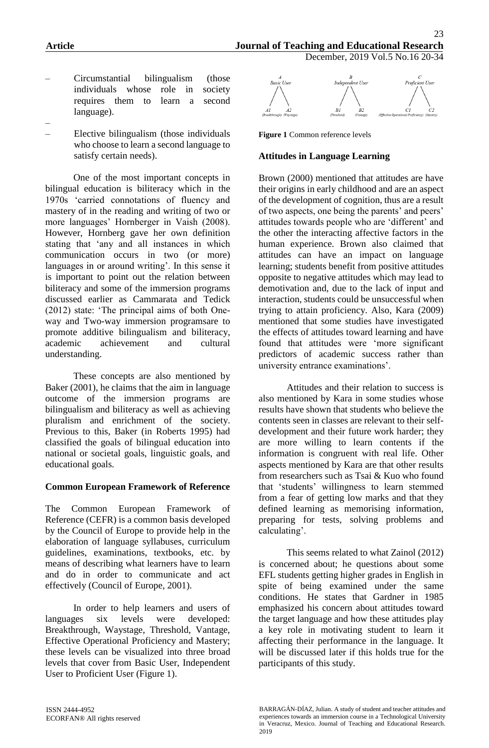- Circumstantial bilingualism (those individuals whose role in society requires them to learn a second language).
-
- Elective bilingualism (those individuals who choose to learn a second language to satisfy certain needs).

One of the most important concepts in bilingual education is biliteracy which in the 1970s 'carried connotations of fluency and mastery of in the reading and writing of two or more languages' Hornberger in Vaish (2008). However, Hornberg gave her own definition stating that 'any and all instances in which communication occurs in two (or more) languages in or around writing'. In this sense it is important to point out the relation between biliteracy and some of the immersion programs discussed earlier as Cammarata and Tedick (2012) state: 'The principal aims of both One-way and Two-way immersion programsare to promote additive bilingualism and biliteracy, academic achievement and cultural understanding.

These concepts are also mentioned by Baker (2001), he claims that the aim in language outcome of the immersion programs are bilingualism and biliteracy as well as achieving pluralism and enrichment of the society. Previous to this, Baker (in Roberts 1995) had classified the goals of bilingual education into national or societal goals, linguistic goals, and educational goals.

### Common European Framework of Reference

The Common European Framework of Reference (CEFR) is a common basis developed by the Council of Europe to provide help in the elaboration of language syllabuses, curriculum guidelines, examinations, textbooks, etc. by means of describing what learners have to learn and do in order to communicate and act effectively (Council of Europe, 2001).

In order to help learners and users of languages six levels were developed: Breakthrough, Waystage, Threshold, Vantage, Effective Operational Proficiency and Mastery; these levels can be visualized into three broad levels that cover from Basic User, Independent User to Proficient User (Figure 1).

A Basic User: A1 (Breakthrough), A2 (Waystage)
B Independent User: B1 (Threshold), B2 (Vantage)
C Proficient User: C1 (Effective Operational Proficiency), C2 (Mastery)

**Figure 1** Common reference levels

### Attitudes in Language Learning

Brown (2000) mentioned that attitudes are have their origins in early childhood and are an aspect of the development of cognition, thus are a result of two aspects, one being the parents' and peers' attitudes towards people who are 'different' and the other the interacting affective factors in the human experience. Brown also claimed that attitudes can have an impact on language learning; students benefit from positive attitudes opposite to negative attitudes which may lead to demotivation and, due to the lack of input and interaction, students could be unsuccessful when trying to attain proficiency. Also, Kara (2009) mentioned that some studies have investigated the effects of attitudes toward learning and have found that attitudes were 'more significant predictors of academic success rather than university entrance examinations'.

Attitudes and their relation to success is also mentioned by Kara in some studies whose results have shown that students who believe the contents seen in classes are relevant to their self-development and their future work harder; they are more willing to learn contents if the information is congruent with real life. Other aspects mentioned by Kara are that other results from researchers such as Tsai & Kuo who found that 'students' willingness to learn stemmed from a fear of getting low marks and that they defined learning as memorising information, preparing for tests, solving problems and calculating'.

This seems related to what Zainol (2012) is concerned about; he questions about some EFL students getting higher grades in English in spite of being examined under the same conditions. He states that Gardner in 1985 emphasized his concern about attitudes toward the target language and how these attitudes play a key role in motivating student to learn it affecting their performance in the language. It will be discussed later if this holds true for the participants of this study.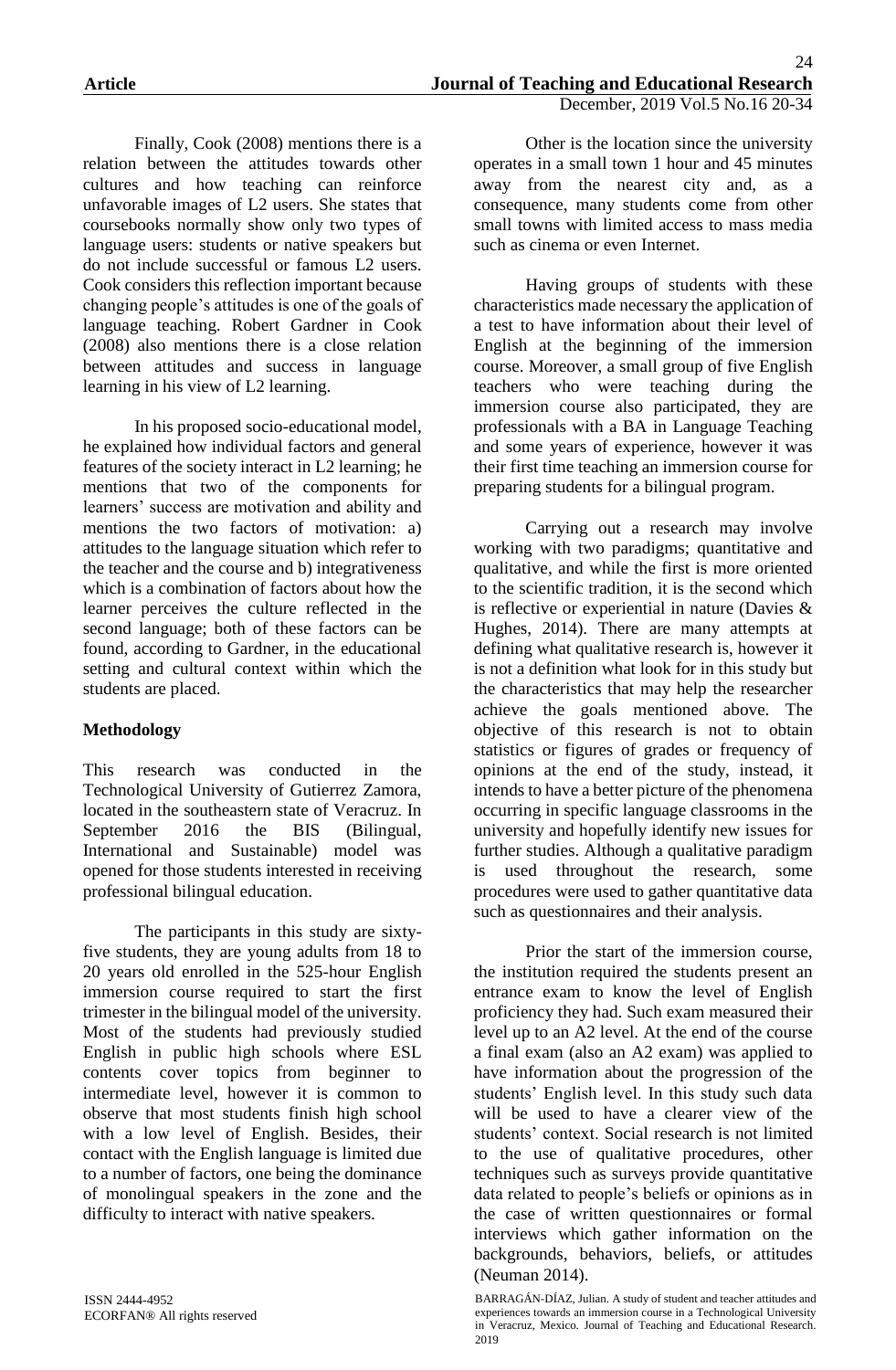Finally, Cook (2008) mentions there is a relation between the attitudes towards other cultures and how teaching can reinforce unfavorable images of L2 users. She states that coursebooks normally show only two types of language users: students or native speakers but do not include successful or famous L2 users. Cook considers this reflection important because changing people's attitudes is one of the goals of language teaching. Robert Gardner in Cook (2008) also mentions there is a close relation between attitudes and success in language learning in his view of L2 learning.

In his proposed socio-educational model, he explained how individual factors and general features of the society interact in L2 learning; he mentions that two of the components for learners' success are motivation and ability and mentions the two factors of motivation: a) attitudes to the language situation which refer to the teacher and the course and b) integrativeness which is a combination of factors about how the learner perceives the culture reflected in the second language; both of these factors can be found, according to Gardner, in the educational setting and cultural context within which the students are placed.

## Methodology

This research was conducted in the Technological University of Gutierrez Zamora, located in the southeastern state of Veracruz. In September 2016 the BIS (Bilingual, International and Sustainable) model was opened for those students interested in receiving professional bilingual education.

The participants in this study are sixty-five students, they are young adults from 18 to 20 years old enrolled in the 525-hour English immersion course required to start the first trimester in the bilingual model of the university. Most of the students had previously studied English in public high schools where ESL contents cover topics from beginner to intermediate level, however it is common to observe that most students finish high school with a low level of English. Besides, their contact with the English language is limited due to a number of factors, one being the dominance of monolingual speakers in the zone and the difficulty to interact with native speakers.

Other is the location since the university operates in a small town 1 hour and 45 minutes away from the nearest city and, as a consequence, many students come from other small towns with limited access to mass media such as cinema or even Internet.

Having groups of students with these characteristics made necessary the application of a test to have information about their level of English at the beginning of the immersion course. Moreover, a small group of five English teachers who were teaching during the immersion course also participated, they are professionals with a BA in Language Teaching and some years of experience, however it was their first time teaching an immersion course for preparing students for a bilingual program.

Carrying out a research may involve working with two paradigms; quantitative and qualitative, and while the first is more oriented to the scientific tradition, it is the second which is reflective or experiential in nature (Davies & Hughes, 2014). There are many attempts at defining what qualitative research is, however it is not a definition what look for in this study but the characteristics that may help the researcher achieve the goals mentioned above. The objective of this research is not to obtain statistics or figures of grades or frequency of opinions at the end of the study, instead, it intends to have a better picture of the phenomena occurring in specific language classrooms in the university and hopefully identify new issues for further studies. Although a qualitative paradigm is used throughout the research, some procedures were used to gather quantitative data such as questionnaires and their analysis.

Prior the start of the immersion course, the institution required the students present an entrance exam to know the level of English proficiency they had. Such exam measured their level up to an A2 level. At the end of the course a final exam (also an A2 exam) was applied to have information about the progression of the students' English level. In this study such data will be used to have a clearer view of the students' context. Social research is not limited to the use of qualitative procedures, other techniques such as surveys provide quantitative data related to people's beliefs or opinions as in the case of written questionnaires or formal interviews which gather information on the backgrounds, behaviors, beliefs, or attitudes (Neuman 2014).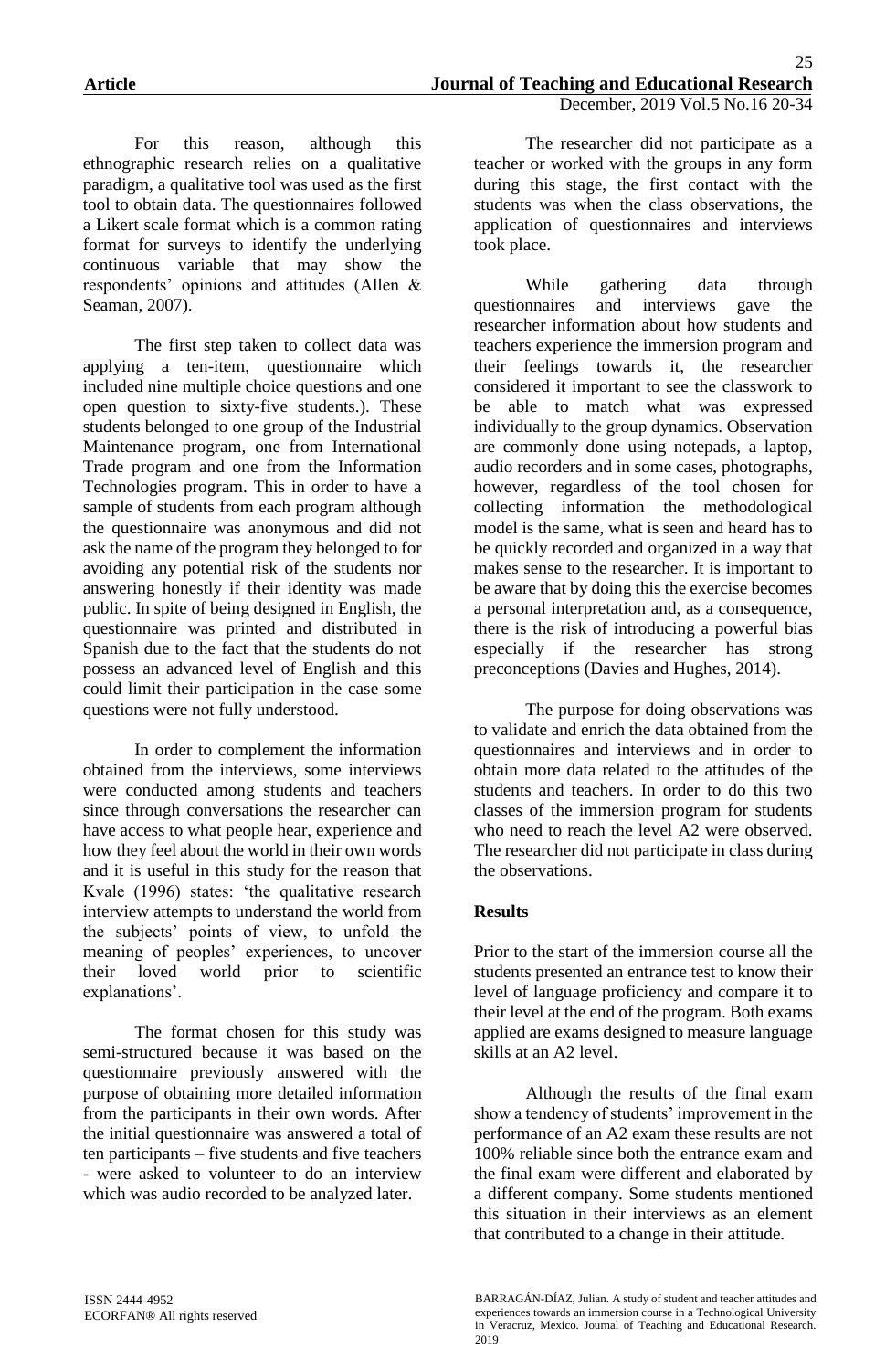For this reason, although this ethnographic research relies on a qualitative paradigm, a qualitative tool was used as the first tool to obtain data. The questionnaires followed a Likert scale format which is a common rating format for surveys to identify the underlying continuous variable that may show the respondents' opinions and attitudes (Allen & Seaman, 2007).

The first step taken to collect data was applying a ten-item, questionnaire which included nine multiple choice questions and one open question to sixty-five students.). These students belonged to one group of the Industrial Maintenance program, one from International Trade program and one from the Information Technologies program. This in order to have a sample of students from each program although the questionnaire was anonymous and did not ask the name of the program they belonged to for avoiding any potential risk of the students nor answering honestly if their identity was made public. In spite of being designed in English, the questionnaire was printed and distributed in Spanish due to the fact that the students do not possess an advanced level of English and this could limit their participation in the case some questions were not fully understood.

In order to complement the information obtained from the interviews, some interviews were conducted among students and teachers since through conversations the researcher can have access to what people hear, experience and how they feel about the world in their own words and it is useful in this study for the reason that Kvale (1996) states: 'the qualitative research interview attempts to understand the world from the subjects' points of view, to unfold the meaning of peoples' experiences, to uncover their loved world prior to scientific explanations'.

The format chosen for this study was semi-structured because it was based on the questionnaire previously answered with the purpose of obtaining more detailed information from the participants in their own words. After the initial questionnaire was answered a total of ten participants – five students and five teachers - were asked to volunteer to do an interview which was audio recorded to be analyzed later.

The researcher did not participate as a teacher or worked with the groups in any form during this stage, the first contact with the students was when the class observations, the application of questionnaires and interviews took place.

While gathering data through questionnaires and interviews gave the researcher information about how students and teachers experience the immersion program and their feelings towards it, the researcher considered it important to see the classwork to be able to match what was expressed individually to the group dynamics. Observation are commonly done using notepads, a laptop, audio recorders and in some cases, photographs, however, regardless of the tool chosen for collecting information the methodological model is the same, what is seen and heard has to be quickly recorded and organized in a way that makes sense to the researcher. It is important to be aware that by doing this the exercise becomes a personal interpretation and, as a consequence, there is the risk of introducing a powerful bias especially if the researcher has strong preconceptions (Davies and Hughes, 2014).

The purpose for doing observations was to validate and enrich the data obtained from the questionnaires and interviews and in order to obtain more data related to the attitudes of the students and teachers. In order to do this two classes of the immersion program for students who need to reach the level A2 were observed. The researcher did not participate in class during the observations.

## Results

Prior to the start of the immersion course all the students presented an entrance test to know their level of language proficiency and compare it to their level at the end of the program. Both exams applied are exams designed to measure language skills at an A2 level.

Although the results of the final exam show a tendency of students' improvement in the performance of an A2 exam these results are not 100% reliable since both the entrance exam and the final exam were different and elaborated by a different company. Some students mentioned this situation in their interviews as an element that contributed to a change in their attitude.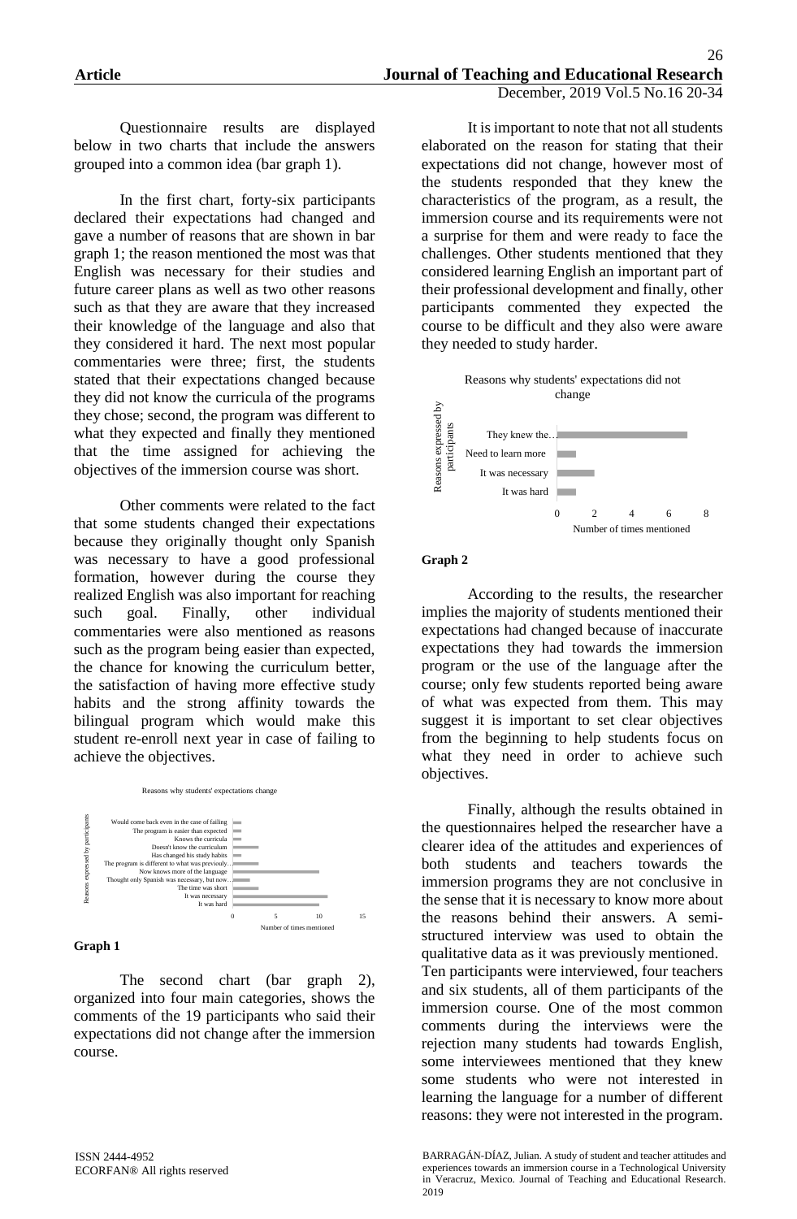Questionnaire results are displayed below in two charts that include the answers grouped into a common idea (bar graph 1).

In the first chart, forty-six participants declared their expectations had changed and gave a number of reasons that are shown in bar graph 1; the reason mentioned the most was that English was necessary for their studies and future career plans as well as two other reasons such as that they are aware that they increased their knowledge of the language and also that they considered it hard. The next most popular commentaries were three; first, the students stated that their expectations changed because they did not know the curricula of the programs they chose; second, the program was different to what they expected and finally they mentioned that the time assigned for achieving the objectives of the immersion course was short.

Other comments were related to the fact that some students changed their expectations because they originally thought only Spanish was necessary to have a good professional formation, however during the course they realized English was also important for reaching such goal. Finally, other individual commentaries were also mentioned as reasons such as the program being easier than expected, the chance for knowing the curriculum better, the satisfaction of having more effective study habits and the strong affinity towards the bilingual program which would make this student re-enroll next year in case of failing to achieve the objectives.

Reasons why students' expectations change

| Reasons expressed by participants | Number of times mentioned |
|---|---|
| Would come back even in the case of failing | 1 |
| The program is easier than expected | 1 |
| Knows the curricula | 1 |
| Doesn't know the curriculum | 3 |
| Has changed his study habits | 1 |
| The program is different to what was previously… | 3 |
| Now knows more of the language | 10 |
| Thought only Spanish was necessary, but now… | 2 |
| The time was short | 3 |
| It was necessary | 11 |
| It was hard | 10 |

**Graph 1**

The second chart (bar graph 2), organized into four main categories, shows the comments of the 19 participants who said their expectations did not change after the immersion course.

It is important to note that not all students elaborated on the reason for stating that their expectations did not change, however most of the students responded that they knew the characteristics of the program, as a result, the immersion course and its requirements were not a surprise for them and were ready to face the challenges. Other students mentioned that they considered learning English an important part of their professional development and finally, other participants commented they expected the course to be difficult and they also were aware they needed to study harder.

Reasons why students' expectations did not change

| Reasons expressed by participants | Number of times mentioned |
|---|---|
| They knew the… | 7 |
| Need to learn more | 1 |
| It was necessary | 2 |
| It was hard | 1 |

**Graph 2**

According to the results, the researcher implies the majority of students mentioned their expectations had changed because of inaccurate expectations they had towards the immersion program or the use of the language after the course; only few students reported being aware of what was expected from them. This may suggest it is important to set clear objectives from the beginning to help students focus on what they need in order to achieve such objectives.

Finally, although the results obtained in the questionnaires helped the researcher have a clearer idea of the attitudes and experiences of both students and teachers towards the immersion programs they are not conclusive in the sense that it is necessary to know more about the reasons behind their answers. A semi-structured interview was used to obtain the qualitative data as it was previously mentioned. Ten participants were interviewed, four teachers and six students, all of them participants of the immersion course. One of the most common comments during the interviews were the rejection many students had towards English, some interviewees mentioned that they knew some students who were not interested in learning the language for a number of different reasons: they were not interested in the program.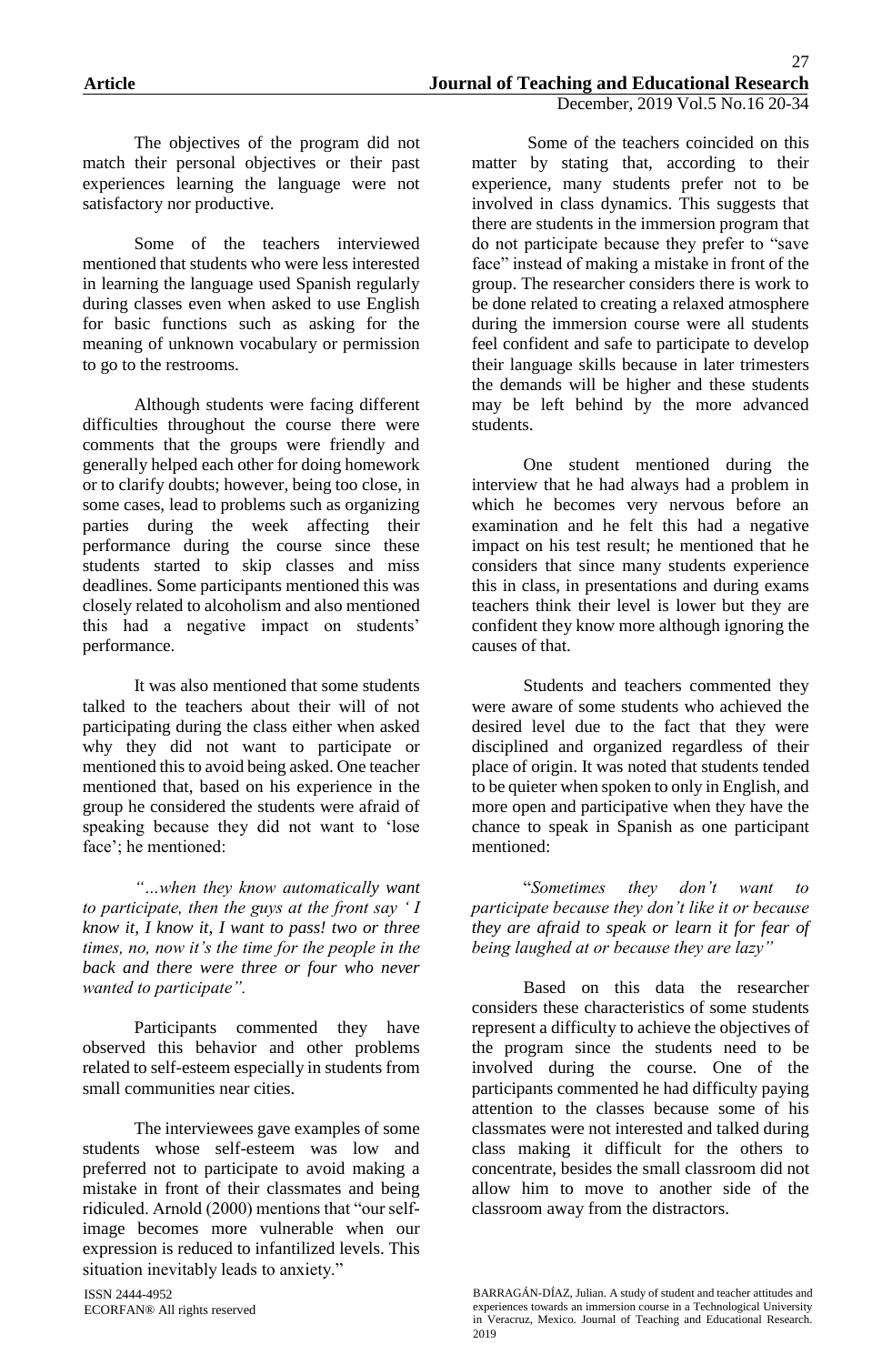The objectives of the program did not match their personal objectives or their past experiences learning the language were not satisfactory nor productive.

Some of the teachers interviewed mentioned that students who were less interested in learning the language used Spanish regularly during classes even when asked to use English for basic functions such as asking for the meaning of unknown vocabulary or permission to go to the restrooms.

Although students were facing different difficulties throughout the course there were comments that the groups were friendly and generally helped each other for doing homework or to clarify doubts; however, being too close, in some cases, lead to problems such as organizing parties during the week affecting their performance during the course since these students started to skip classes and miss deadlines. Some participants mentioned this was closely related to alcoholism and also mentioned this had a negative impact on students' performance.

It was also mentioned that some students talked to the teachers about their will of not participating during the class either when asked why they did not want to participate or mentioned this to avoid being asked. One teacher mentioned that, based on his experience in the group he considered the students were afraid of speaking because they did not want to 'lose face'; he mentioned:

*"…when they know automatically want to participate, then the guys at the front say ' I know it, I know it, I want to pass! two or three times, no, now it's the time for the people in the back and there were three or four who never wanted to participate".*

Participants commented they have observed this behavior and other problems related to self-esteem especially in students from small communities near cities.

The interviewees gave examples of some students whose self-esteem was low and preferred not to participate to avoid making a mistake in front of their classmates and being ridiculed. Arnold (2000) mentions that "our self-image becomes more vulnerable when our expression is reduced to infantilized levels. This situation inevitably leads to anxiety."

Some of the teachers coincided on this matter by stating that, according to their experience, many students prefer not to be involved in class dynamics. This suggests that there are students in the immersion program that do not participate because they prefer to "save face" instead of making a mistake in front of the group. The researcher considers there is work to be done related to creating a relaxed atmosphere during the immersion course were all students feel confident and safe to participate to develop their language skills because in later trimesters the demands will be higher and these students may be left behind by the more advanced students.

One student mentioned during the interview that he had always had a problem in which he becomes very nervous before an examination and he felt this had a negative impact on his test result; he mentioned that he considers that since many students experience this in class, in presentations and during exams teachers think their level is lower but they are confident they know more although ignoring the causes of that.

Students and teachers commented they were aware of some students who achieved the desired level due to the fact that they were disciplined and organized regardless of their place of origin. It was noted that students tended to be quieter when spoken to only in English, and more open and participative when they have the chance to speak in Spanish as one participant mentioned:

"*Sometimes they don't want to participate because they don't like it or because they are afraid to speak or learn it for fear of being laughed at or because they are lazy"*

Based on this data the researcher considers these characteristics of some students represent a difficulty to achieve the objectives of the program since the students need to be involved during the course. One of the participants commented he had difficulty paying attention to the classes because some of his classmates were not interested and talked during class making it difficult for the others to concentrate, besides the small classroom did not allow him to move to another side of the classroom away from the distractors.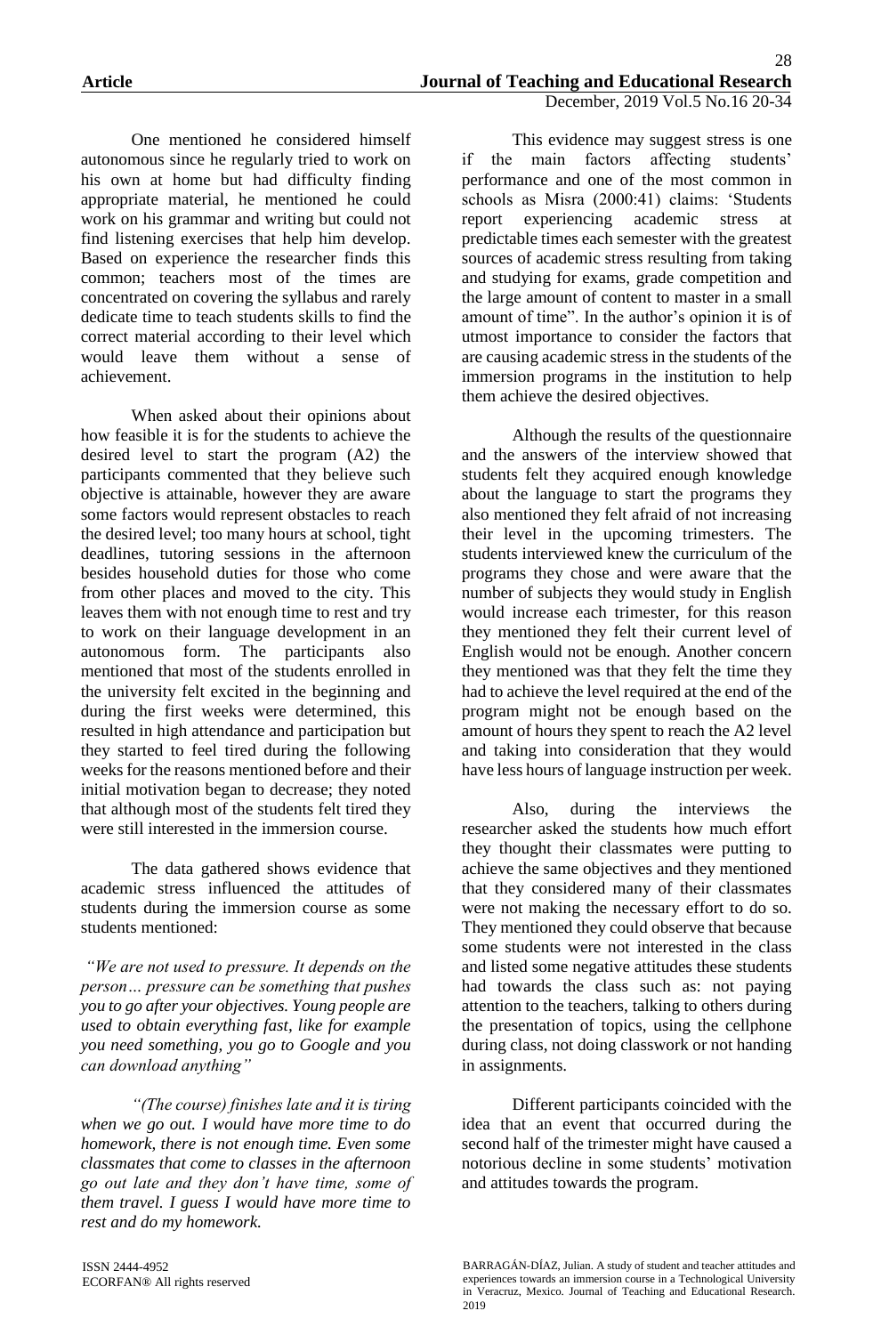One mentioned he considered himself autonomous since he regularly tried to work on his own at home but had difficulty finding appropriate material, he mentioned he could work on his grammar and writing but could not find listening exercises that help him develop. Based on experience the researcher finds this common; teachers most of the times are concentrated on covering the syllabus and rarely dedicate time to teach students skills to find the correct material according to their level which would leave them without a sense of achievement.

When asked about their opinions about how feasible it is for the students to achieve the desired level to start the program (A2) the participants commented that they believe such objective is attainable, however they are aware some factors would represent obstacles to reach the desired level; too many hours at school, tight deadlines, tutoring sessions in the afternoon besides household duties for those who come from other places and moved to the city. This leaves them with not enough time to rest and try to work on their language development in an autonomous form. The participants also mentioned that most of the students enrolled in the university felt excited in the beginning and during the first weeks were determined, this resulted in high attendance and participation but they started to feel tired during the following weeks for the reasons mentioned before and their initial motivation began to decrease; they noted that although most of the students felt tired they were still interested in the immersion course.

The data gathered shows evidence that academic stress influenced the attitudes of students during the immersion course as some students mentioned:

*"We are not used to pressure. It depends on the person… pressure can be something that pushes you to go after your objectives. Young people are used to obtain everything fast, like for example you need something, you go to Google and you can download anything"*

*"(The course) finishes late and it is tiring when we go out. I would have more time to do homework, there is not enough time. Even some classmates that come to classes in the afternoon go out late and they don't have time, some of them travel. I guess I would have more time to rest and do my homework.*

This evidence may suggest stress is one if the main factors affecting students' performance and one of the most common in schools as Misra (2000:41) claims: 'Students report experiencing academic stress at predictable times each semester with the greatest sources of academic stress resulting from taking and studying for exams, grade competition and the large amount of content to master in a small amount of time". In the author's opinion it is of utmost importance to consider the factors that are causing academic stress in the students of the immersion programs in the institution to help them achieve the desired objectives.

Although the results of the questionnaire and the answers of the interview showed that students felt they acquired enough knowledge about the language to start the programs they also mentioned they felt afraid of not increasing their level in the upcoming trimesters. The students interviewed knew the curriculum of the programs they chose and were aware that the number of subjects they would study in English would increase each trimester, for this reason they mentioned they felt their current level of English would not be enough. Another concern they mentioned was that they felt the time they had to achieve the level required at the end of the program might not be enough based on the amount of hours they spent to reach the A2 level and taking into consideration that they would have less hours of language instruction per week.

Also, during the interviews the researcher asked the students how much effort they thought their classmates were putting to achieve the same objectives and they mentioned that they considered many of their classmates were not making the necessary effort to do so. They mentioned they could observe that because some students were not interested in the class and listed some negative attitudes these students had towards the class such as: not paying attention to the teachers, talking to others during the presentation of topics, using the cellphone during class, not doing classwork or not handing in assignments.

Different participants coincided with the idea that an event that occurred during the second half of the trimester might have caused a notorious decline in some students' motivation and attitudes towards the program.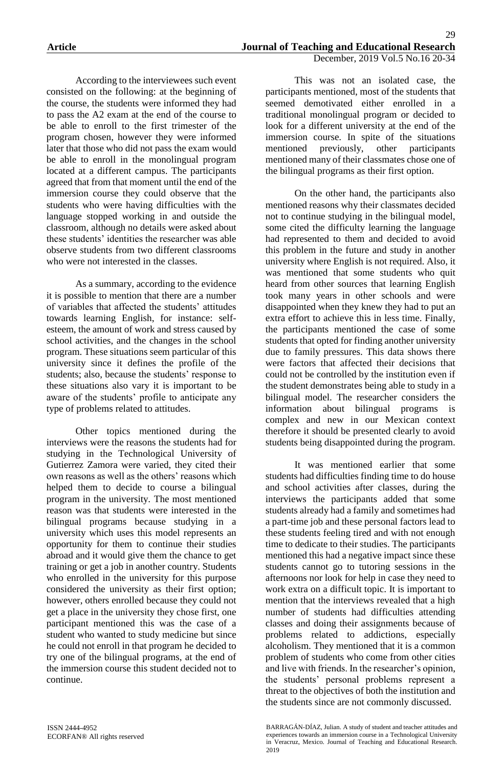According to the interviewees such event consisted on the following: at the beginning of the course, the students were informed they had to pass the A2 exam at the end of the course to be able to enroll to the first trimester of the program chosen, however they were informed later that those who did not pass the exam would be able to enroll in the monolingual program located at a different campus. The participants agreed that from that moment until the end of the immersion course they could observe that the students who were having difficulties with the language stopped working in and outside the classroom, although no details were asked about these students' identities the researcher was able observe students from two different classrooms who were not interested in the classes.

As a summary, according to the evidence it is possible to mention that there are a number of variables that affected the students' attitudes towards learning English, for instance: self-esteem, the amount of work and stress caused by school activities, and the changes in the school program. These situations seem particular of this university since it defines the profile of the students; also, because the students' response to these situations also vary it is important to be aware of the students' profile to anticipate any type of problems related to attitudes.

Other topics mentioned during the interviews were the reasons the students had for studying in the Technological University of Gutierrez Zamora were varied, they cited their own reasons as well as the others' reasons which helped them to decide to course a bilingual program in the university. The most mentioned reason was that students were interested in the bilingual programs because studying in a university which uses this model represents an opportunity for them to continue their studies abroad and it would give them the chance to get training or get a job in another country. Students who enrolled in the university for this purpose considered the university as their first option; however, others enrolled because they could not get a place in the university they chose first, one participant mentioned this was the case of a student who wanted to study medicine but since he could not enroll in that program he decided to try one of the bilingual programs, at the end of the immersion course this student decided not to continue.

This was not an isolated case, the participants mentioned, most of the students that seemed demotivated either enrolled in a traditional monolingual program or decided to look for a different university at the end of the immersion course. In spite of the situations mentioned previously, other participants mentioned many of their classmates chose one of the bilingual programs as their first option.

On the other hand, the participants also mentioned reasons why their classmates decided not to continue studying in the bilingual model, some cited the difficulty learning the language had represented to them and decided to avoid this problem in the future and study in another university where English is not required. Also, it was mentioned that some students who quit heard from other sources that learning English took many years in other schools and were disappointed when they knew they had to put an extra effort to achieve this in less time. Finally, the participants mentioned the case of some students that opted for finding another university due to family pressures. This data shows there were factors that affected their decisions that could not be controlled by the institution even if the student demonstrates being able to study in a bilingual model. The researcher considers the information about bilingual programs is complex and new in our Mexican context therefore it should be presented clearly to avoid students being disappointed during the program.

It was mentioned earlier that some students had difficulties finding time to do house and school activities after classes, during the interviews the participants added that some students already had a family and sometimes had a part-time job and these personal factors lead to these students feeling tired and with not enough time to dedicate to their studies. The participants mentioned this had a negative impact since these students cannot go to tutoring sessions in the afternoons nor look for help in case they need to work extra on a difficult topic. It is important to mention that the interviews revealed that a high number of students had difficulties attending classes and doing their assignments because of problems related to addictions, especially alcoholism. They mentioned that it is a common problem of students who come from other cities and live with friends. In the researcher's opinion, the students' personal problems represent a threat to the objectives of both the institution and the students since are not commonly discussed.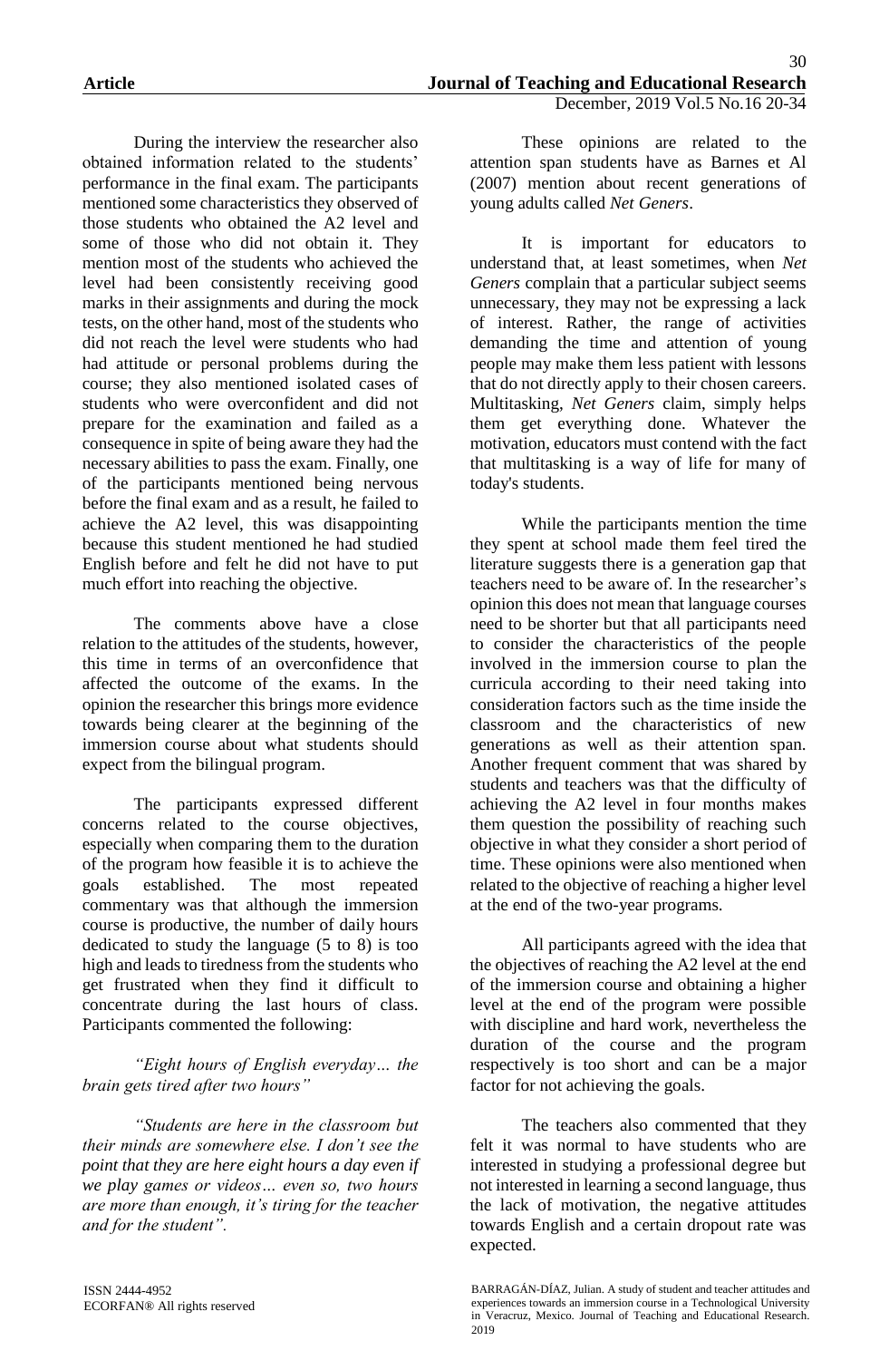During the interview the researcher also obtained information related to the students' performance in the final exam. The participants mentioned some characteristics they observed of those students who obtained the A2 level and some of those who did not obtain it. They mention most of the students who achieved the level had been consistently receiving good marks in their assignments and during the mock tests, on the other hand, most of the students who did not reach the level were students who had had attitude or personal problems during the course; they also mentioned isolated cases of students who were overconfident and did not prepare for the examination and failed as a consequence in spite of being aware they had the necessary abilities to pass the exam. Finally, one of the participants mentioned being nervous before the final exam and as a result, he failed to achieve the A2 level, this was disappointing because this student mentioned he had studied English before and felt he did not have to put much effort into reaching the objective.

The comments above have a close relation to the attitudes of the students, however, this time in terms of an overconfidence that affected the outcome of the exams. In the opinion the researcher this brings more evidence towards being clearer at the beginning of the immersion course about what students should expect from the bilingual program.

The participants expressed different concerns related to the course objectives, especially when comparing them to the duration of the program how feasible it is to achieve the goals established. The most repeated commentary was that although the immersion course is productive, the number of daily hours dedicated to study the language (5 to 8) is too high and leads to tiredness from the students who get frustrated when they find it difficult to concentrate during the last hours of class. Participants commented the following:

*"Eight hours of English everyday… the brain gets tired after two hours"*

*"Students are here in the classroom but their minds are somewhere else. I don't see the point that they are here eight hours a day even if we play games or videos… even so, two hours are more than enough, it's tiring for the teacher and for the student".*

These opinions are related to the attention span students have as Barnes et Al (2007) mention about recent generations of young adults called *Net Geners*.

It is important for educators to understand that, at least sometimes, when *Net Geners* complain that a particular subject seems unnecessary, they may not be expressing a lack of interest. Rather, the range of activities demanding the time and attention of young people may make them less patient with lessons that do not directly apply to their chosen careers. Multitasking, *Net Geners* claim, simply helps them get everything done. Whatever the motivation, educators must contend with the fact that multitasking is a way of life for many of today's students.

While the participants mention the time they spent at school made them feel tired the literature suggests there is a generation gap that teachers need to be aware of. In the researcher's opinion this does not mean that language courses need to be shorter but that all participants need to consider the characteristics of the people involved in the immersion course to plan the curricula according to their need taking into consideration factors such as the time inside the classroom and the characteristics of new generations as well as their attention span. Another frequent comment that was shared by students and teachers was that the difficulty of achieving the A2 level in four months makes them question the possibility of reaching such objective in what they consider a short period of time. These opinions were also mentioned when related to the objective of reaching a higher level at the end of the two-year programs.

All participants agreed with the idea that the objectives of reaching the A2 level at the end of the immersion course and obtaining a higher level at the end of the program were possible with discipline and hard work, nevertheless the duration of the course and the program respectively is too short and can be a major factor for not achieving the goals.

The teachers also commented that they felt it was normal to have students who are interested in studying a professional degree but not interested in learning a second language, thus the lack of motivation, the negative attitudes towards English and a certain dropout rate was expected.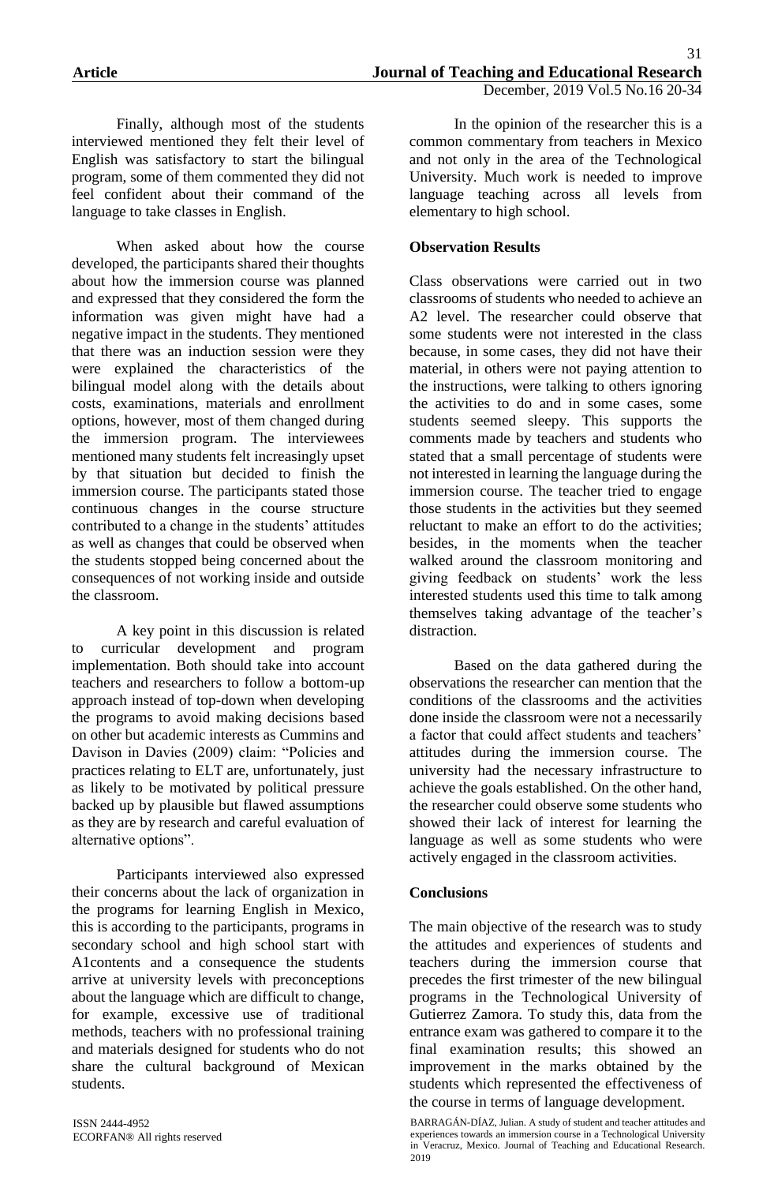Finally, although most of the students interviewed mentioned they felt their level of English was satisfactory to start the bilingual program, some of them commented they did not feel confident about their command of the language to take classes in English.

When asked about how the course developed, the participants shared their thoughts about how the immersion course was planned and expressed that they considered the form the information was given might have had a negative impact in the students. They mentioned that there was an induction session were they were explained the characteristics of the bilingual model along with the details about costs, examinations, materials and enrollment options, however, most of them changed during the immersion program. The interviewees mentioned many students felt increasingly upset by that situation but decided to finish the immersion course. The participants stated those continuous changes in the course structure contributed to a change in the students' attitudes as well as changes that could be observed when the students stopped being concerned about the consequences of not working inside and outside the classroom.

A key point in this discussion is related to curricular development and program implementation. Both should take into account teachers and researchers to follow a bottom-up approach instead of top-down when developing the programs to avoid making decisions based on other but academic interests as Cummins and Davison in Davies (2009) claim: "Policies and practices relating to ELT are, unfortunately, just as likely to be motivated by political pressure backed up by plausible but flawed assumptions as they are by research and careful evaluation of alternative options".

Participants interviewed also expressed their concerns about the lack of organization in the programs for learning English in Mexico, this is according to the participants, programs in secondary school and high school start with A1contents and a consequence the students arrive at university levels with preconceptions about the language which are difficult to change, for example, excessive use of traditional methods, teachers with no professional training and materials designed for students who do not share the cultural background of Mexican students.

In the opinion of the researcher this is a common commentary from teachers in Mexico and not only in the area of the Technological University. Much work is needed to improve language teaching across all levels from elementary to high school.

**Observation Results**

Class observations were carried out in two classrooms of students who needed to achieve an A2 level. The researcher could observe that some students were not interested in the class because, in some cases, they did not have their material, in others were not paying attention to the instructions, were talking to others ignoring the activities to do and in some cases, some students seemed sleepy. This supports the comments made by teachers and students who stated that a small percentage of students were not interested in learning the language during the immersion course. The teacher tried to engage those students in the activities but they seemed reluctant to make an effort to do the activities; besides, in the moments when the teacher walked around the classroom monitoring and giving feedback on students' work the less interested students used this time to talk among themselves taking advantage of the teacher's distraction.

Based on the data gathered during the observations the researcher can mention that the conditions of the classrooms and the activities done inside the classroom were not a necessarily a factor that could affect students and teachers' attitudes during the immersion course. The university had the necessary infrastructure to achieve the goals established. On the other hand, the researcher could observe some students who showed their lack of interest for learning the language as well as some students who were actively engaged in the classroom activities.

**Conclusions**

The main objective of the research was to study the attitudes and experiences of students and teachers during the immersion course that precedes the first trimester of the new bilingual programs in the Technological University of Gutierrez Zamora. To study this, data from the entrance exam was gathered to compare it to the final examination results; this showed an improvement in the marks obtained by the students which represented the effectiveness of the course in terms of language development.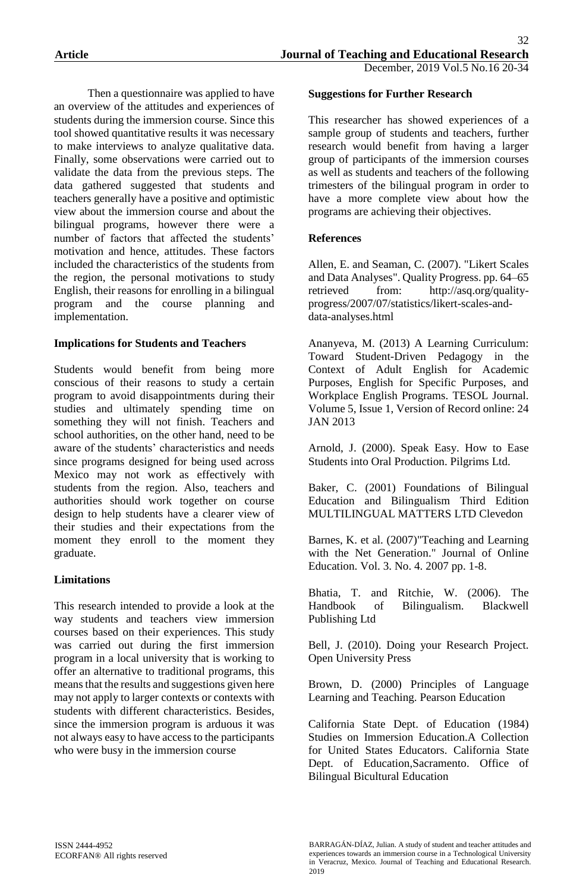Then a questionnaire was applied to have an overview of the attitudes and experiences of students during the immersion course. Since this tool showed quantitative results it was necessary to make interviews to analyze qualitative data. Finally, some observations were carried out to validate the data from the previous steps. The data gathered suggested that students and teachers generally have a positive and optimistic view about the immersion course and about the bilingual programs, however there were a number of factors that affected the students' motivation and hence, attitudes. These factors included the characteristics of the students from the region, the personal motivations to study English, their reasons for enrolling in a bilingual program and the course planning and implementation.

**Implications for Students and Teachers**

Students would benefit from being more conscious of their reasons to study a certain program to avoid disappointments during their studies and ultimately spending time on something they will not finish. Teachers and school authorities, on the other hand, need to be aware of the students' characteristics and needs since programs designed for being used across Mexico may not work as effectively with students from the region. Also, teachers and authorities should work together on course design to help students have a clearer view of their studies and their expectations from the moment they enroll to the moment they graduate.

**Limitations**

This research intended to provide a look at the way students and teachers view immersion courses based on their experiences. This study was carried out during the first immersion program in a local university that is working to offer an alternative to traditional programs, this means that the results and suggestions given here may not apply to larger contexts or contexts with students with different characteristics. Besides, since the immersion program is arduous it was not always easy to have access to the participants who were busy in the immersion course

**Suggestions for Further Research**

This researcher has showed experiences of a sample group of students and teachers, further research would benefit from having a larger group of participants of the immersion courses as well as students and teachers of the following trimesters of the bilingual program in order to have a more complete view about how the programs are achieving their objectives.

**References**

Allen, E. and Seaman, C. (2007). "Likert Scales and Data Analyses". Quality Progress. pp. 64–65 retrieved from: http://asq.org/quality-progress/2007/07/statistics/likert-scales-and-data-analyses.html

Ananyeva, M. (2013) A Learning Curriculum: Toward Student-Driven Pedagogy in the Context of Adult English for Academic Purposes, English for Specific Purposes, and Workplace English Programs. TESOL Journal. Volume 5, Issue 1, Version of Record online: 24 JAN 2013

Arnold, J. (2000). Speak Easy. How to Ease Students into Oral Production. Pilgrims Ltd.

Baker, C. (2001) Foundations of Bilingual Education and Bilingualism Third Edition MULTILINGUAL MATTERS LTD Clevedon

Barnes, K. et al. (2007)"Teaching and Learning with the Net Generation." Journal of Online Education. Vol. 3. No. 4. 2007 pp. 1-8.

Bhatia, T. and Ritchie, W. (2006). The Handbook of Bilingualism. Blackwell Publishing Ltd

Bell, J. (2010). Doing your Research Project. Open University Press

Brown, D. (2000) Principles of Language Learning and Teaching. Pearson Education

California State Dept. of Education (1984) Studies on Immersion Education.A Collection for United States Educators. California State Dept. of Education,Sacramento. Office of Bilingual Bicultural Education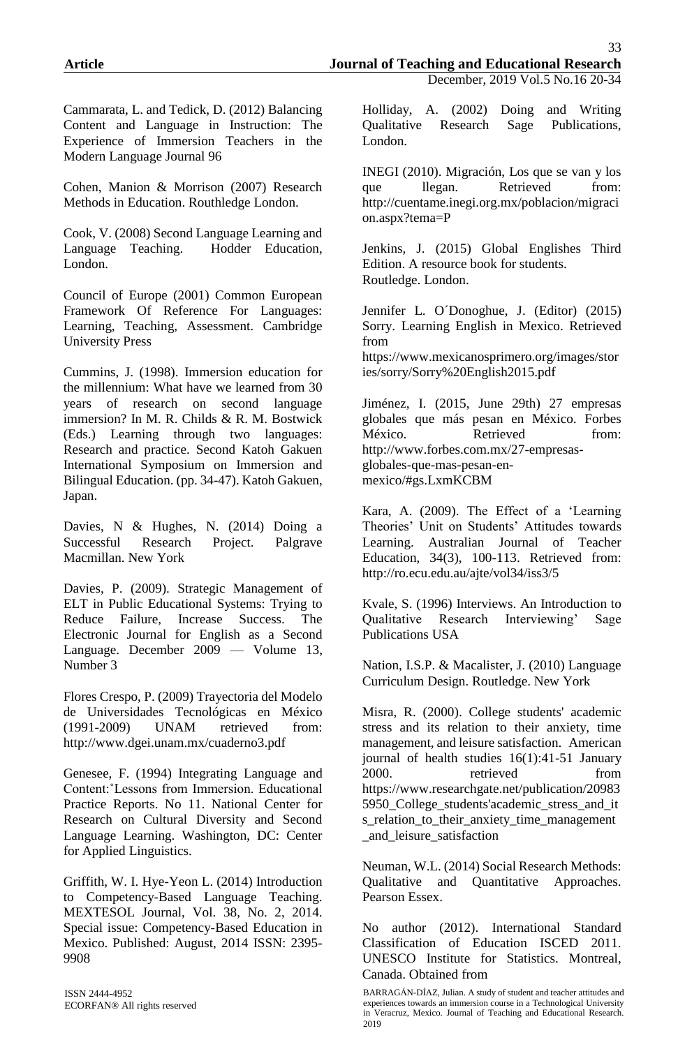Cammarata, L. and Tedick, D. (2012) Balancing Content and Language in Instruction: The Experience of Immersion Teachers in the Modern Language Journal 96

Cohen, Manion & Morrison (2007) Research Methods in Education. Routhledge London.

Cook, V. (2008) Second Language Learning and Language Teaching. Hodder Education, London.

Council of Europe (2001) Common European Framework Of Reference For Languages: Learning, Teaching, Assessment. Cambridge University Press

Cummins, J. (1998). Immersion education for the millennium: What have we learned from 30 years of research on second language immersion? In M. R. Childs & R. M. Bostwick (Eds.) Learning through two languages: Research and practice. Second Katoh Gakuen International Symposium on Immersion and Bilingual Education. (pp. 34-47). Katoh Gakuen, Japan.

Davies, N & Hughes, N. (2014) Doing a Successful Research Project. Palgrave Macmillan. New York

Davies, P. (2009). Strategic Management of ELT in Public Educational Systems: Trying to Reduce Failure, Increase Success. The Electronic Journal for English as a Second Language. December 2009 — Volume 13, Number 3

Flores Crespo, P. (2009) Trayectoria del Modelo de Universidades Tecnológicas en México (1991-2009) UNAM retrieved from: http://www.dgei.unam.mx/cuaderno3.pdf

Genesee, F. (1994) Integrating Language and Content:˚Lessons from Immersion. Educational Practice Reports. No 11. National Center for Research on Cultural Diversity and Second Language Learning. Washington, DC: Center for Applied Linguistics.

Griffith, W. I. Hye-Yeon L. (2014) Introduction to Competency-Based Language Teaching. MEXTESOL Journal, Vol. 38, No. 2, 2014. Special issue: Competency-Based Education in Mexico. Published: August, 2014 ISSN: 2395-9908

Holliday, A. (2002) Doing and Writing Qualitative Research Sage Publications, London.

INEGI (2010). Migración, Los que se van y los que llegan. Retrieved from: http://cuentame.inegi.org.mx/poblacion/migracion.aspx?tema=P

Jenkins, J. (2015) Global Englishes Third Edition. A resource book for students. Routledge. London.

Jennifer L. O´Donoghue, J. (Editor) (2015) Sorry. Learning English in Mexico. Retrieved from https://www.mexicanosprimero.org/images/stories/sorry/Sorry%20English2015.pdf

Jiménez, I. (2015, June 29th) 27 empresas globales que más pesan en México. Forbes México. Retrieved from: http://www.forbes.com.mx/27-empresas-globales-que-mas-pesan-en-mexico/#gs.LxmKCBM

Kara, A. (2009). The Effect of a 'Learning Theories' Unit on Students' Attitudes towards Learning. Australian Journal of Teacher Education, 34(3), 100-113. Retrieved from: http://ro.ecu.edu.au/ajte/vol34/iss3/5

Kvale, S. (1996) Interviews. An Introduction to Qualitative Research Interviewing' Sage Publications USA

Nation, I.S.P. & Macalister, J. (2010) Language Curriculum Design. Routledge. New York

Misra, R. (2000). College students' academic stress and its relation to their anxiety, time management, and leisure satisfaction. American journal of health studies 16(1):41-51 January 2000. retrieved from https://www.researchgate.net/publication/209835950_College_students'academic_stress_and_its_relation_to_their_anxiety_time_management_and_leisure_satisfaction

Neuman, W.L. (2014) Social Research Methods: Qualitative and Quantitative Approaches. Pearson Essex.

No author (2012). International Standard Classification of Education ISCED 2011. UNESCO Institute for Statistics. Montreal, Canada. Obtained from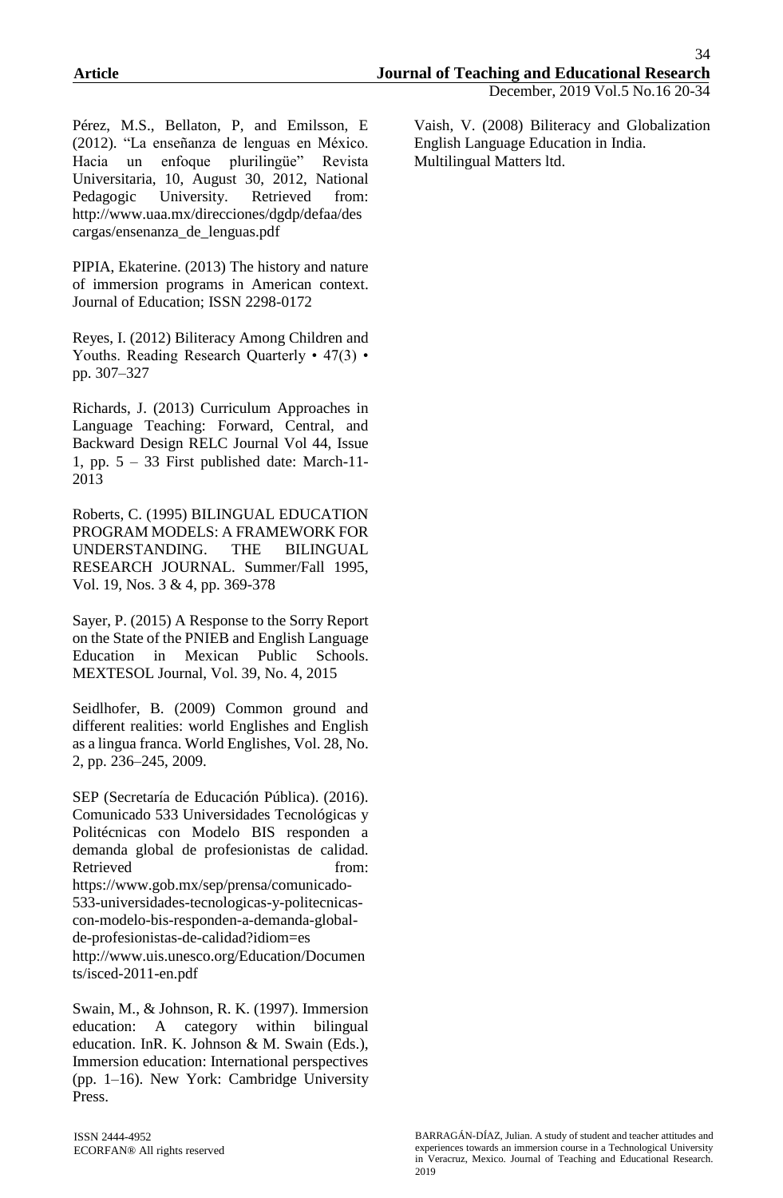Pérez, M.S., Bellaton, P, and Emilsson, E (2012). "La enseñanza de lenguas en México. Hacia un enfoque plurilingüe" Revista Universitaria, 10, August 30, 2012, National Pedagogic University. Retrieved from: http://www.uaa.mx/direcciones/dgdp/defaa/descargas/ensenanza_de_lenguas.pdf

PIPIA, Ekaterine. (2013) The history and nature of immersion programs in American context. Journal of Education; ISSN 2298-0172

Reyes, I. (2012) Biliteracy Among Children and Youths. Reading Research Quarterly • 47(3) • pp. 307–327

Richards, J. (2013) Curriculum Approaches in Language Teaching: Forward, Central, and Backward Design RELC Journal Vol 44, Issue 1, pp. 5 – 33 First published date: March-11-2013

Roberts, C. (1995) BILINGUAL EDUCATION PROGRAM MODELS: A FRAMEWORK FOR UNDERSTANDING. THE BILINGUAL RESEARCH JOURNAL. Summer/Fall 1995, Vol. 19, Nos. 3 & 4, pp. 369-378

Sayer, P. (2015) A Response to the Sorry Report on the State of the PNIEB and English Language Education in Mexican Public Schools. MEXTESOL Journal, Vol. 39, No. 4, 2015

Seidlhofer, B. (2009) Common ground and different realities: world Englishes and English as a lingua franca. World Englishes, Vol. 28, No. 2, pp. 236–245, 2009.

SEP (Secretaría de Educación Pública). (2016). Comunicado 533 Universidades Tecnológicas y Politécnicas con Modelo BIS responden a demanda global de profesionistas de calidad. Retrieved from: https://www.gob.mx/sep/prensa/comunicado-533-universidades-tecnologicas-y-politecnicas-con-modelo-bis-responden-a-demanda-global-de-profesionistas-de-calidad?idiom=es http://www.uis.unesco.org/Education/Documents/isced-2011-en.pdf

Swain, M., & Johnson, R. K. (1997). Immersion education: A category within bilingual education. InR. K. Johnson & M. Swain (Eds.), Immersion education: International perspectives (pp. 1–16). New York: Cambridge University Press.

Vaish, V. (2008) Biliteracy and Globalization English Language Education in India. Multilingual Matters ltd.